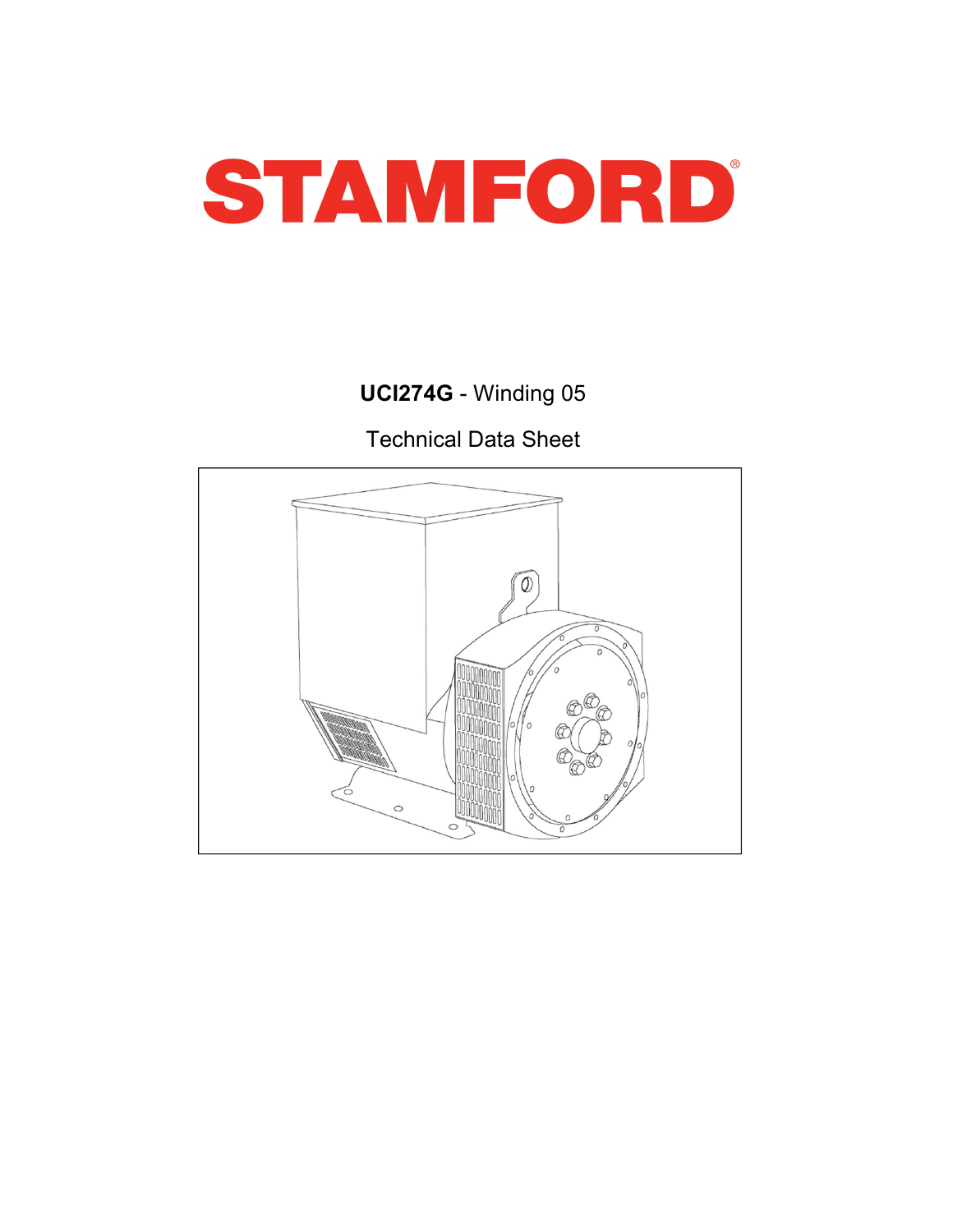# STAMFORD®

**UCI274G** - Winding 05

Technical Data Sheet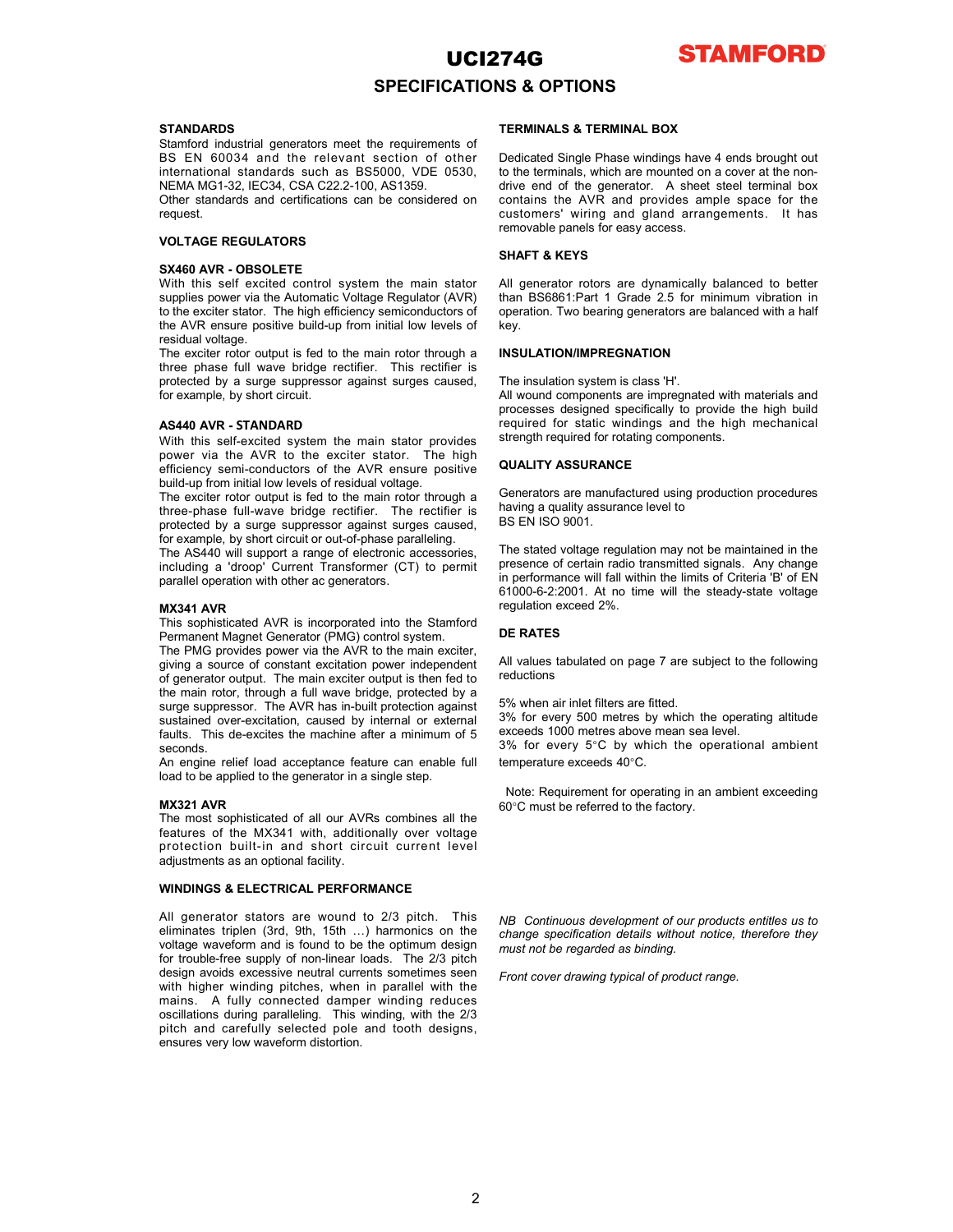# UCI274G

## SPECIFICATIONS & OPTIONS

### STANDARDS

Stamford industrial generators meet the requirements of BS EN 60034 and the relevant section of other international standards such as BS5000, VDE 0530, NEMA MG1-32, IEC34, CSA C22.2-100, AS1359.
Other standards and certifications can be considered on request.

### VOLTAGE REGULATORS

**SX460 AVR - OBSOLETE**

With this self excited control system the main stator supplies power via the Automatic Voltage Regulator (AVR) to the exciter stator. The high efficiency semiconductors of the AVR ensure positive build-up from initial low levels of residual voltage.
The exciter rotor output is fed to the main rotor through a three phase full wave bridge rectifier. This rectifier is protected by a surge suppressor against surges caused, for example, by short circuit.

**AS440 AVR - STANDARD**

With this self-excited system the main stator provides power via the AVR to the exciter stator. The high efficiency semi-conductors of the AVR ensure positive build-up from initial low levels of residual voltage.
The exciter rotor output is fed to the main rotor through a three-phase full-wave bridge rectifier. The rectifier is protected by a surge suppressor against surges caused, for example, by short circuit or out-of-phase paralleling.
The AS440 will support a range of electronic accessories, including a 'droop' Current Transformer (CT) to permit parallel operation with other ac generators.

**MX341 AVR**

This sophisticated AVR is incorporated into the Stamford Permanent Magnet Generator (PMG) control system.
The PMG provides power via the AVR to the main exciter, giving a source of constant excitation power independent of generator output. The main exciter output is then fed to the main rotor, through a full wave bridge, protected by a surge suppressor. The AVR has in-built protection against sustained over-excitation, caused by internal or external faults. This de-excites the machine after a minimum of 5 seconds.
An engine relief load acceptance feature can enable full load to be applied to the generator in a single step.

**MX321 AVR**

The most sophisticated of all our AVRs combines all the features of the MX341 with, additionally over voltage protection built-in and short circuit current level adjustments as an optional facility.

### WINDINGS & ELECTRICAL PERFORMANCE

All generator stators are wound to 2/3 pitch. This eliminates triplen (3rd, 9th, 15th …) harmonics on the voltage waveform and is found to be the optimum design for trouble-free supply of non-linear loads. The 2/3 pitch design avoids excessive neutral currents sometimes seen with higher winding pitches, when in parallel with the mains. A fully connected damper winding reduces oscillations during paralleling. This winding, with the 2/3 pitch and carefully selected pole and tooth designs, ensures very low waveform distortion.

### TERMINALS & TERMINAL BOX

Dedicated Single Phase windings have 4 ends brought out to the terminals, which are mounted on a cover at the non-drive end of the generator. A sheet steel terminal box contains the AVR and provides ample space for the customers' wiring and gland arrangements. It has removable panels for easy access.

### SHAFT & KEYS

All generator rotors are dynamically balanced to better than BS6861:Part 1 Grade 2.5 for minimum vibration in operation. Two bearing generators are balanced with a half key.

### INSULATION/IMPREGNATION

The insulation system is class 'H'.
All wound components are impregnated with materials and processes designed specifically to provide the high build required for static windings and the high mechanical strength required for rotating components.

### QUALITY ASSURANCE

Generators are manufactured using production procedures having a quality assurance level to
BS EN ISO 9001.

The stated voltage regulation may not be maintained in the presence of certain radio transmitted signals. Any change in performance will fall within the limits of Criteria 'B' of EN 61000-6-2:2001. At no time will the steady-state voltage regulation exceed 2%.

### DE RATES

All values tabulated on page 7 are subject to the following reductions

5% when air inlet filters are fitted.
3% for every 500 metres by which the operating altitude exceeds 1000 metres above mean sea level.
3% for every 5°C by which the operational ambient temperature exceeds 40°C.

Note: Requirement for operating in an ambient exceeding 60°C must be referred to the factory.

*NB Continuous development of our products entitles us to change specification details without notice, therefore they must not be regarded as binding.*

*Front cover drawing typical of product range.*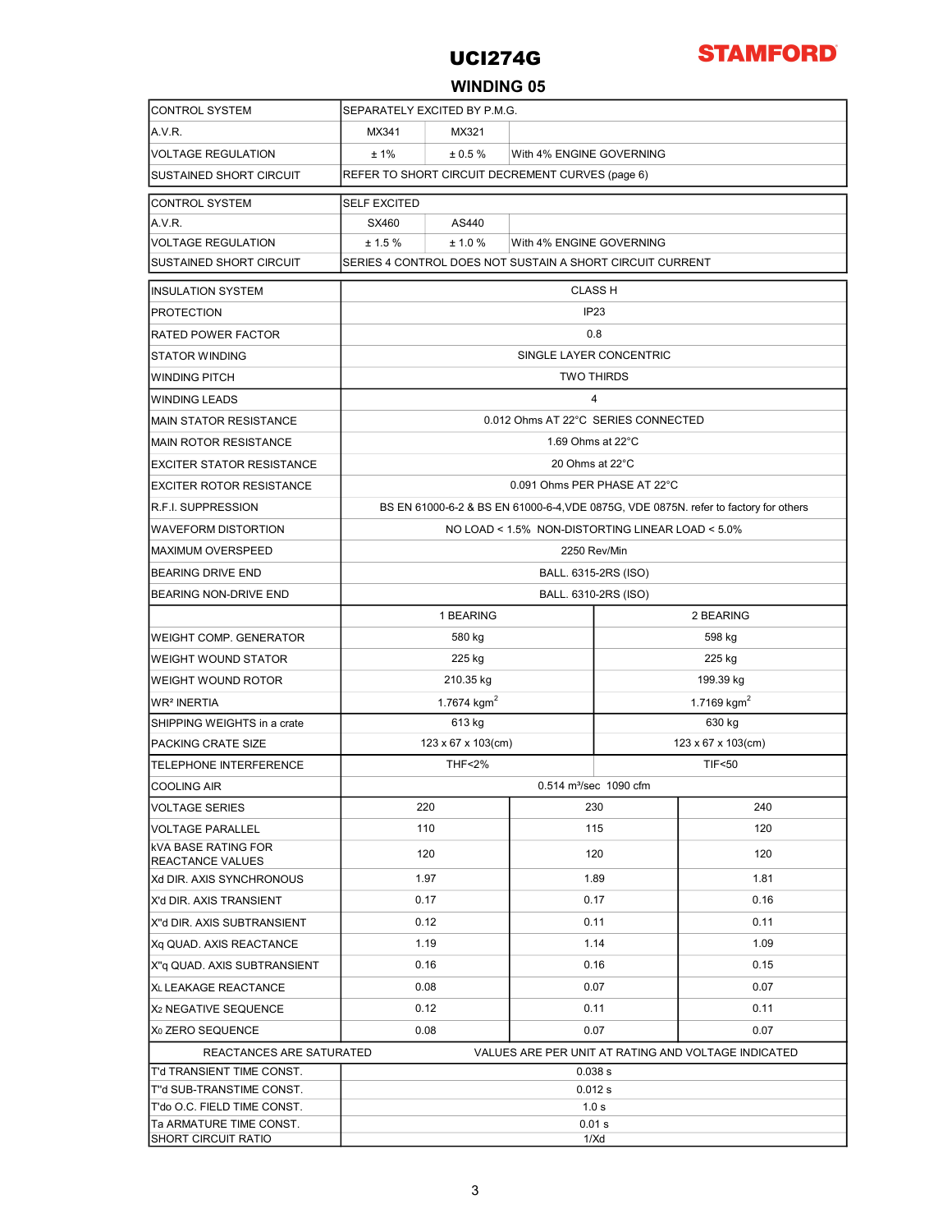# UCI274G

STAMFORD

## WINDING 05

| | | | |
|---|---|---|---|
| CONTROL SYSTEM | SEPARATELY EXCITED BY P.M.G. | | |
| A.V.R. | MX341 | MX321 | |
| VOLTAGE REGULATION | ± 1% | ± 0.5 % | With 4% ENGINE GOVERNING |
| SUSTAINED SHORT CIRCUIT | REFER TO SHORT CIRCUIT DECREMENT CURVES (page 6) | | |

| | | | |
|---|---|---|---|
| CONTROL SYSTEM | SELF EXCITED | | |
| A.V.R. | SX460 | AS440 | |
| VOLTAGE REGULATION | ± 1.5 % | ± 1.0 % | With 4% ENGINE GOVERNING |
| SUSTAINED SHORT CIRCUIT | SERIES 4 CONTROL DOES NOT SUSTAIN A SHORT CIRCUIT CURRENT | | |

| | |
|---|---|
| INSULATION SYSTEM | CLASS H |
| PROTECTION | IP23 |
| RATED POWER FACTOR | 0.8 |
| STATOR WINDING | SINGLE LAYER CONCENTRIC |
| WINDING PITCH | TWO THIRDS |
| WINDING LEADS | 4 |
| MAIN STATOR RESISTANCE | 0.012 Ohms AT 22°C SERIES CONNECTED |
| MAIN ROTOR RESISTANCE | 1.69 Ohms at 22°C |
| EXCITER STATOR RESISTANCE | 20 Ohms at 22°C |
| EXCITER ROTOR RESISTANCE | 0.091 Ohms PER PHASE AT 22°C |
| R.F.I. SUPPRESSION | BS EN 61000-6-2 & BS EN 61000-6-4,VDE 0875G, VDE 0875N. refer to factory for others |
| WAVEFORM DISTORTION | NO LOAD < 1.5% NON-DISTORTING LINEAR LOAD < 5.0% |
| MAXIMUM OVERSPEED | 2250 Rev/Min |
| BEARING DRIVE END | BALL. 6315-2RS (ISO) |
| BEARING NON-DRIVE END | BALL. 6310-2RS (ISO) |

| | 1 BEARING | 2 BEARING |
|---|---|---|
| WEIGHT COMP. GENERATOR | 580 kg | 598 kg |
| WEIGHT WOUND STATOR | 225 kg | 225 kg |
| WEIGHT WOUND ROTOR | 210.35 kg | 199.39 kg |
| $WR^2$ INERTIA | 1.7674 $kgm^2$ | 1.7169 $kgm^2$ |
| SHIPPING WEIGHTS in a crate | 613 kg | 630 kg |
| PACKING CRATE SIZE | 123 x 67 x 103(cm) | 123 x 67 x 103(cm) |
| TELEPHONE INTERFERENCE | THF<2% | TIF<50 |
| COOLING AIR | 0.514 $m^3$/sec 1090 cfm | |

| | | | |
|---|---|---|---|
| VOLTAGE SERIES | 220 | 230 | 240 |
| VOLTAGE PARALLEL | 110 | 115 | 120 |
| kVA BASE RATING FOR REACTANCE VALUES | 120 | 120 | 120 |
| Xd DIR. AXIS SYNCHRONOUS | 1.97 | 1.89 | 1.81 |
| X'd DIR. AXIS TRANSIENT | 0.17 | 0.17 | 0.16 |
| X''d DIR. AXIS SUBTRANSIENT | 0.12 | 0.11 | 0.11 |
| Xq QUAD. AXIS REACTANCE | 1.19 | 1.14 | 1.09 |
| X''q QUAD. AXIS SUBTRANSIENT | 0.16 | 0.16 | 0.15 |
| $X_L$ LEAKAGE REACTANCE | 0.08 | 0.07 | 0.07 |
| $X_2$ NEGATIVE SEQUENCE | 0.12 | 0.11 | 0.11 |
| $X_0$ ZERO SEQUENCE | 0.08 | 0.07 | 0.07 |

REACTANCES ARE SATURATED — VALUES ARE PER UNIT AT RATING AND VOLTAGE INDICATED

| | |
|---|---|
| T'd TRANSIENT TIME CONST. | 0.038 s |
| T''d SUB-TRANSTIME CONST. | 0.012 s |
| T'do O.C. FIELD TIME CONST. | 1.0 s |
| Ta ARMATURE TIME CONST. | 0.01 s |
| SHORT CIRCUIT RATIO | 1/Xd |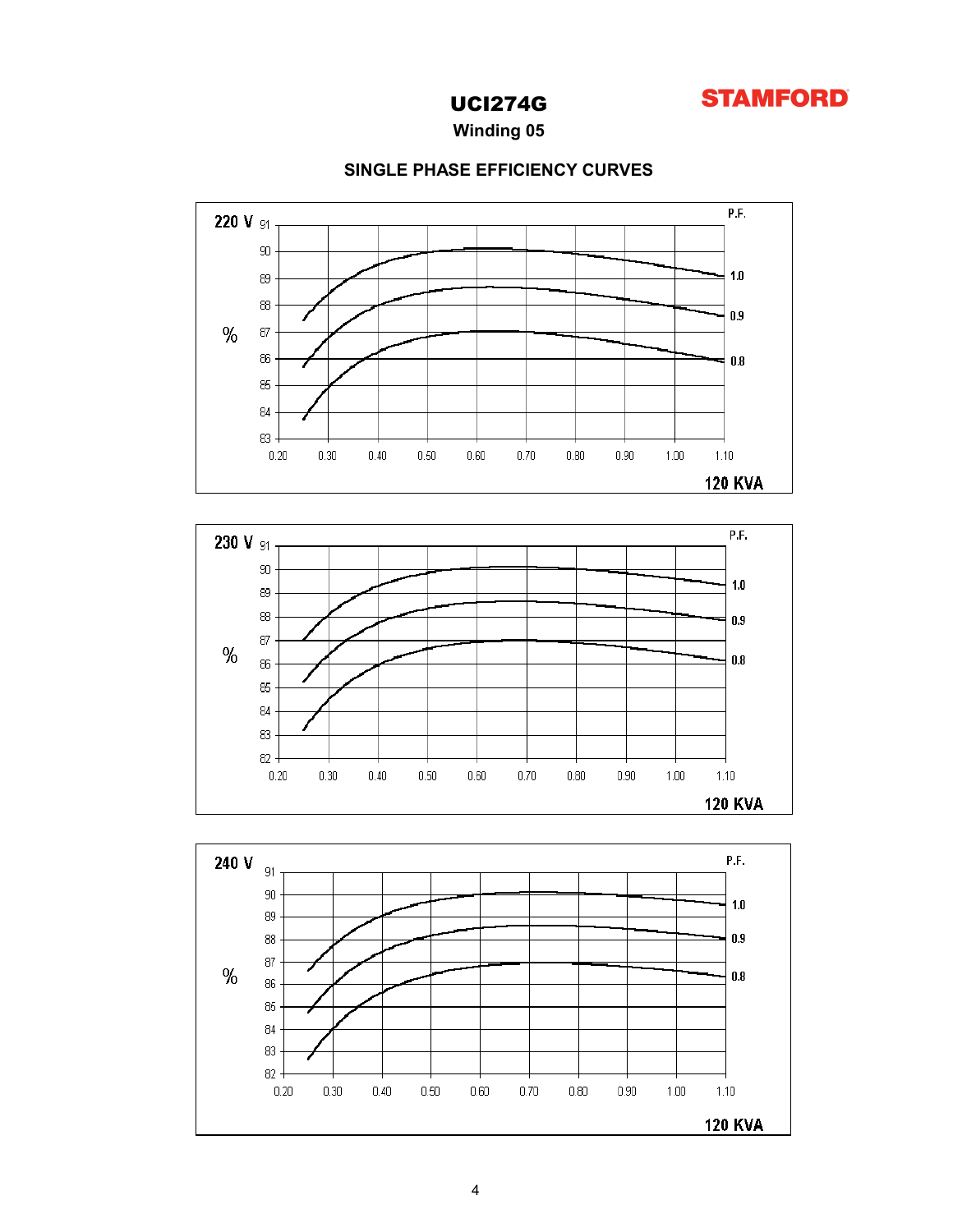# UCI274G

**STAMFORD**

## Winding 05

### SINGLE PHASE EFFICIENCY CURVES

220 V

| % | 83–91 |
|---|---|

P.F.: 1.0, 0.9, 0.8

0.20 0.30 0.40 0.50 0.60 0.70 0.80 0.90 1.00 1.10

120 KVA

230 V

P.F.: 1.0, 0.9, 0.8

% 82–91

0.20 0.30 0.40 0.50 0.60 0.70 0.80 0.90 1.00 1.10

120 KVA

240 V

P.F.: 1.0, 0.9, 0.8

% 82–91

0.20 0.30 0.40 0.50 0.60 0.70 0.80 0.90 1.00 1.10

120 KVA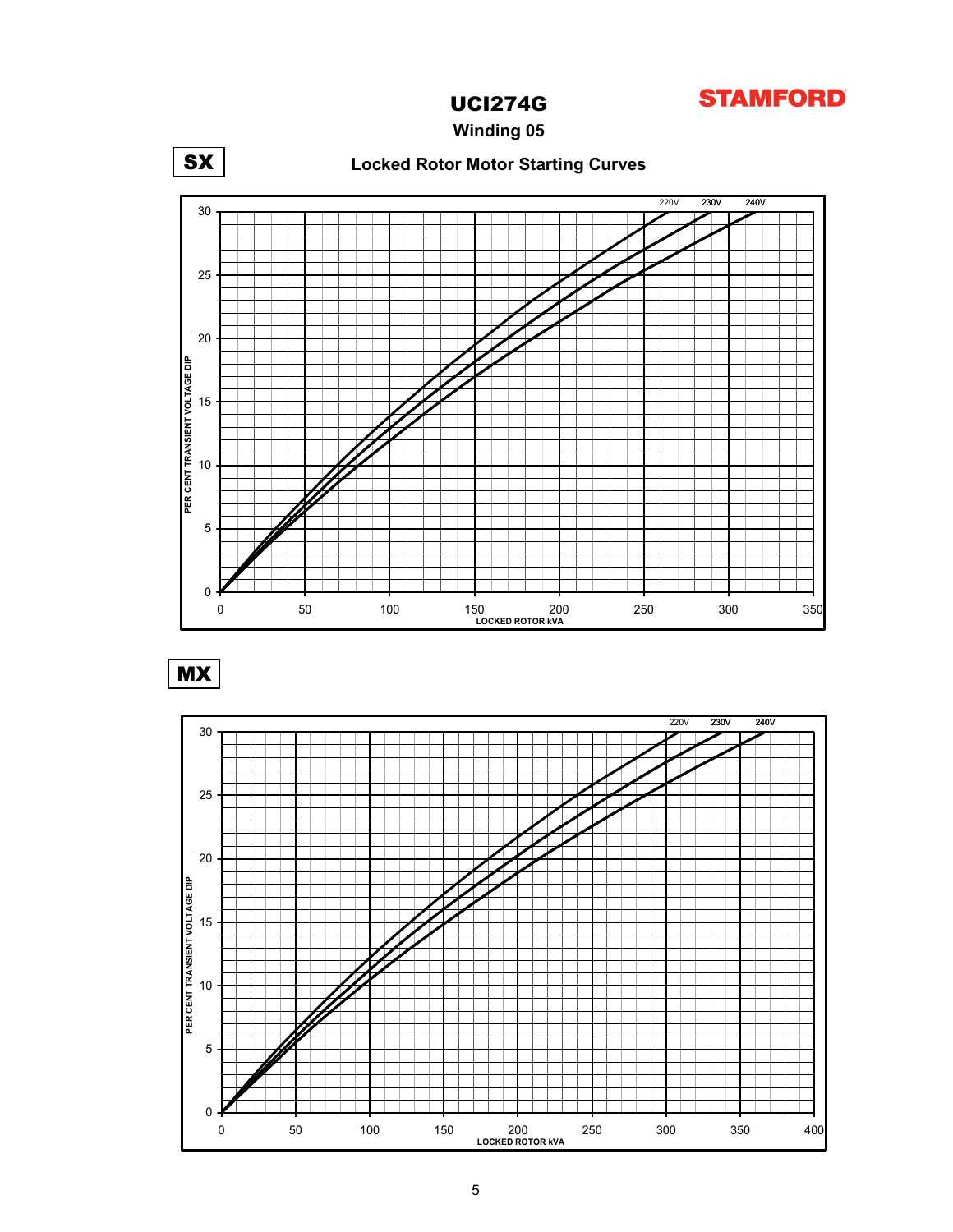# UCI274G

STAMFORD

## Winding 05

**SX**

### Locked Rotor Motor Starting Curves

220V 230V 240V

PER CENT TRANSIENT VOLTAGE DIP

LOCKED ROTOR kVA

**MX**

220V 230V 240V

PER CENT TRANSIENT VOLTAGE DIP

LOCKED ROTOR kVA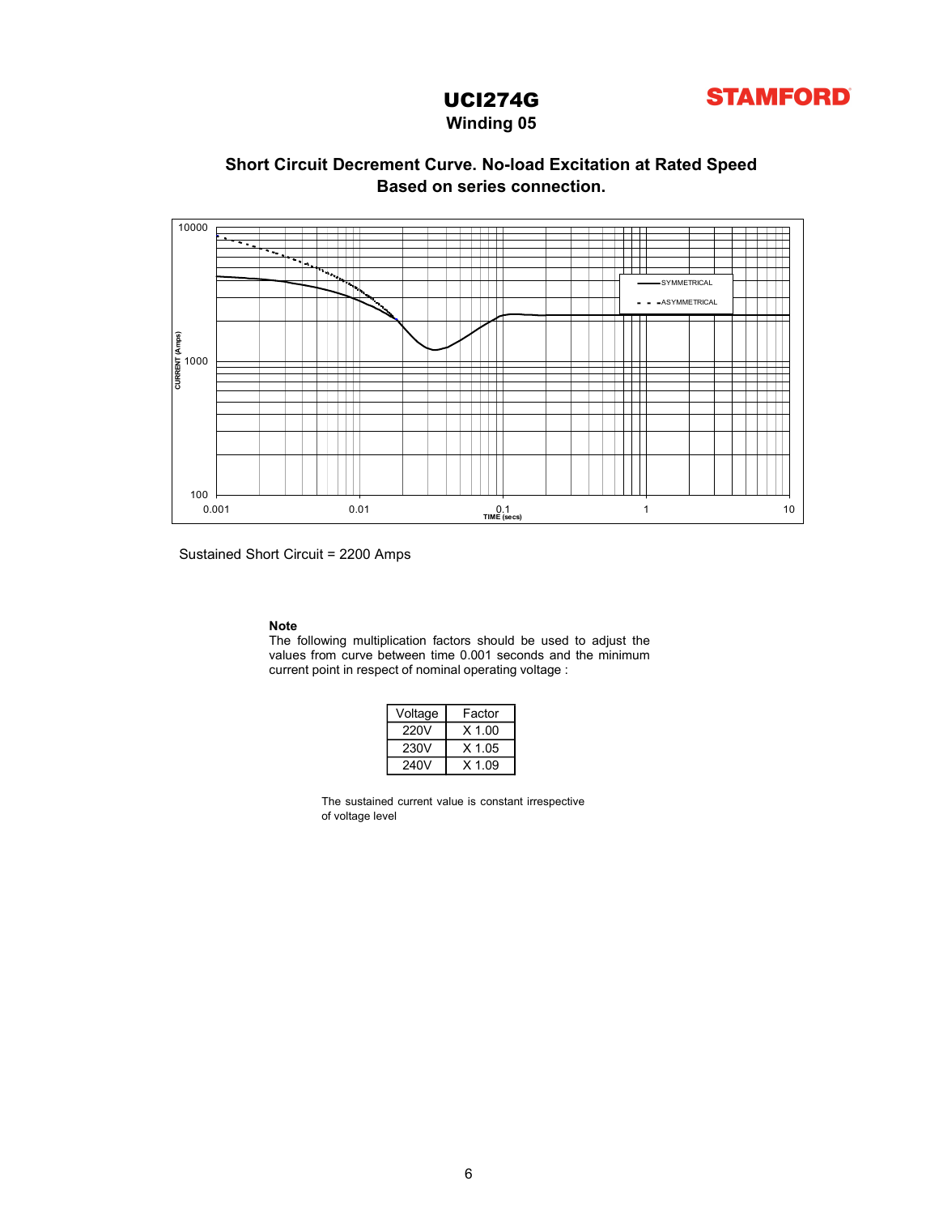# UCI274G

**STAMFORD**

## Winding 05

### Short Circuit Decrement Curve. No-load Excitation at Rated Speed
### Based on series connection.

Sustained Short Circuit = 2200 Amps

**Note**

The following multiplication factors should be used to adjust the values from curve between time 0.001 seconds and the minimum current point in respect of nominal operating voltage :

| Voltage | Factor |
|---|---|
| 220V | X 1.00 |
| 230V | X 1.05 |
| 240V | X 1.09 |

The sustained current value is constant irrespective of voltage level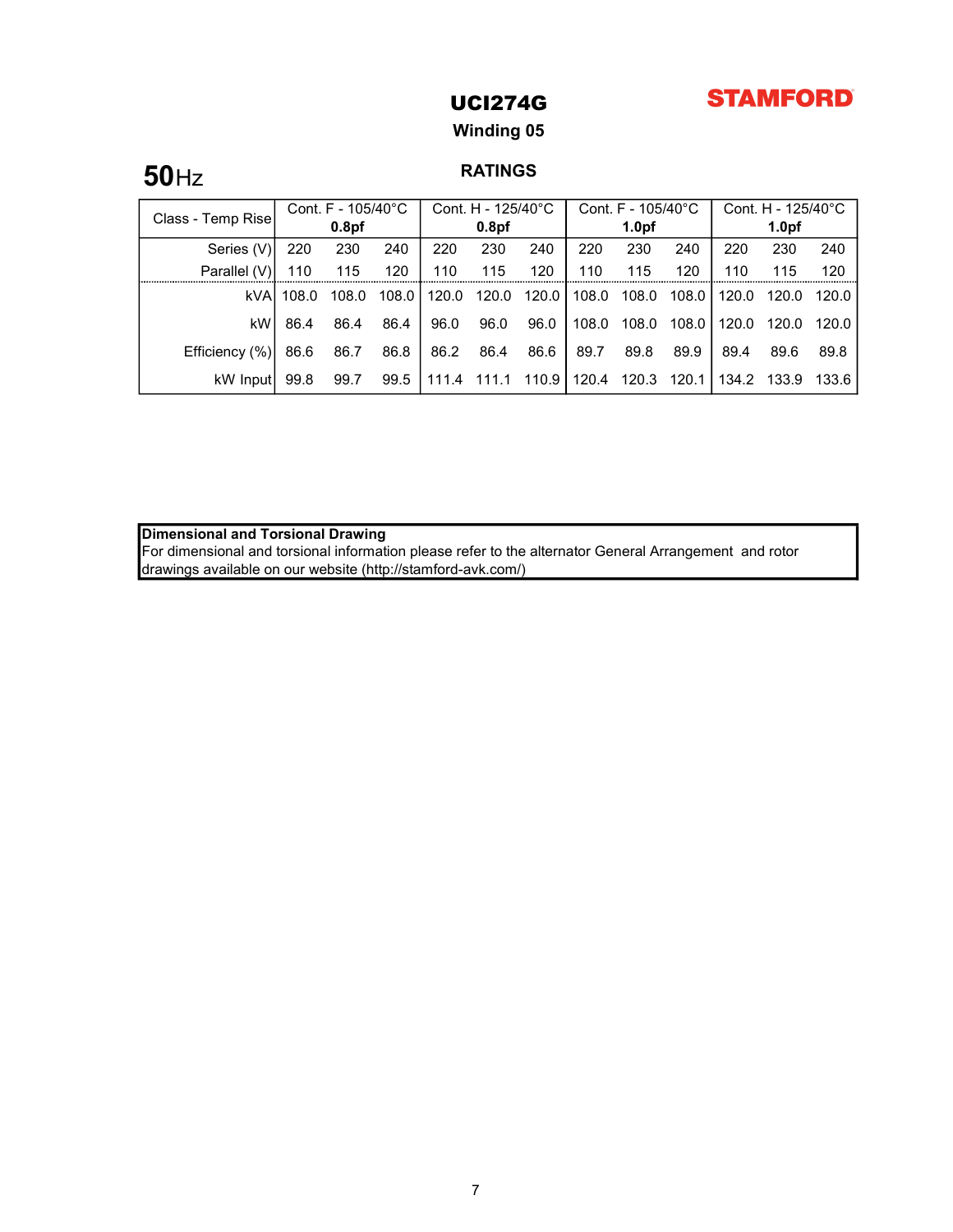# UCI274G

STAMFORD

## Winding 05

**50**Hz

### RATINGS

| Class - Temp Rise | Cont. F - 105/40°C **0.8pf** | | | Cont. H - 125/40°C **0.8pf** | | | Cont. F - 105/40°C **1.0pf** | | | Cont. H - 125/40°C **1.0pf** | | |
|---|---|---|---|---|---|---|---|---|---|---|---|---|
| Series (V) | 220 | 230 | 240 | 220 | 230 | 240 | 220 | 230 | 240 | 220 | 230 | 240 |
| Parallel (V) | 110 | 115 | 120 | 110 | 115 | 120 | 110 | 115 | 120 | 110 | 115 | 120 |
| kVA | 108.0 | 108.0 | 108.0 | 120.0 | 120.0 | 120.0 | 108.0 | 108.0 | 108.0 | 120.0 | 120.0 | 120.0 |
| kW | 86.4 | 86.4 | 86.4 | 96.0 | 96.0 | 96.0 | 108.0 | 108.0 | 108.0 | 120.0 | 120.0 | 120.0 |
| Efficiency (%) | 86.6 | 86.7 | 86.8 | 86.2 | 86.4 | 86.6 | 89.7 | 89.8 | 89.9 | 89.4 | 89.6 | 89.8 |
| kW Input | 99.8 | 99.7 | 99.5 | 111.4 | 111.1 | 110.9 | 120.4 | 120.3 | 120.1 | 134.2 | 133.9 | 133.6 |

**Dimensional and Torsional Drawing**
For dimensional and torsional information please refer to the alternator General Arrangement and rotor drawings available on our website (http://stamford-avk.com/)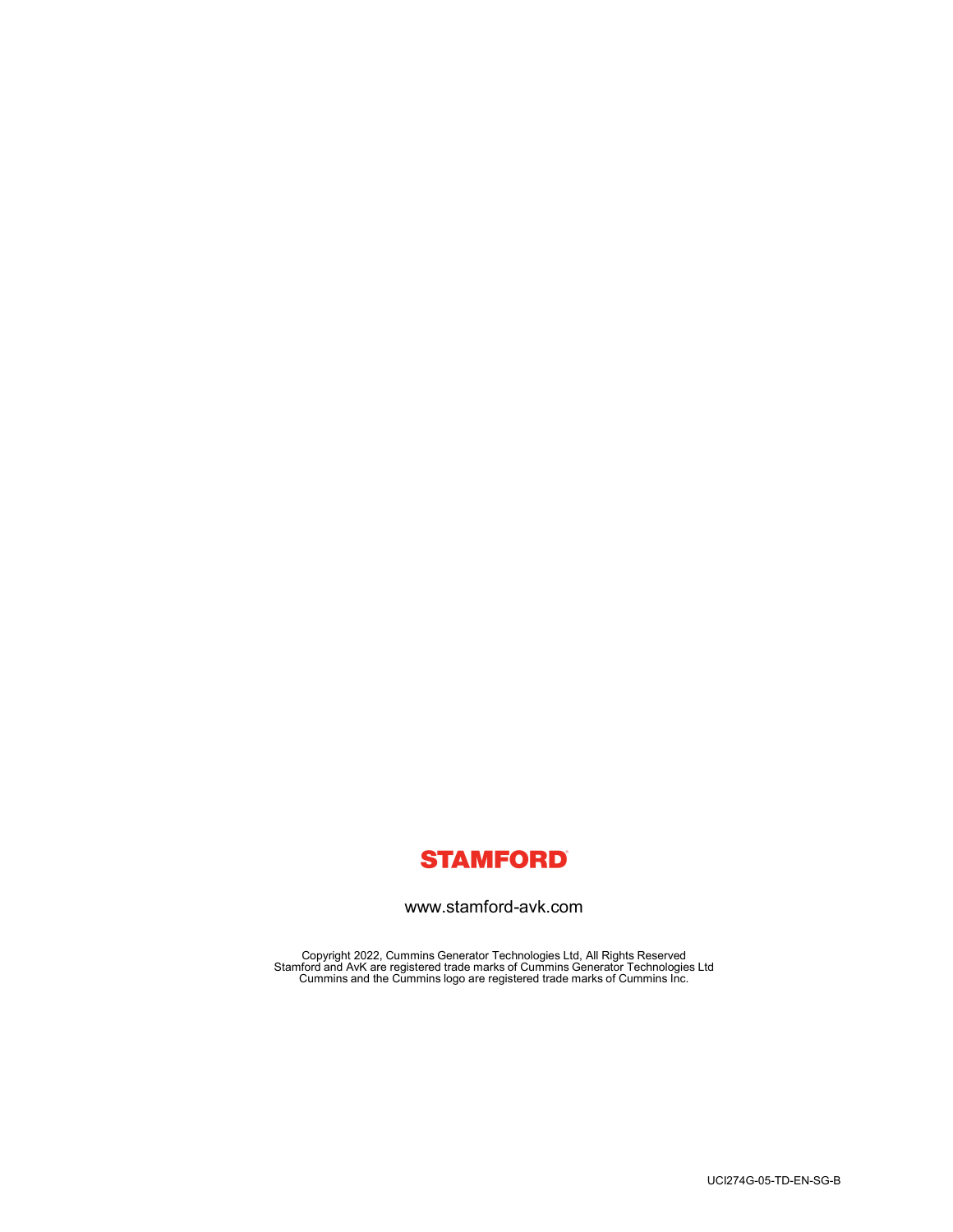**STAMFORD**

www.stamford-avk.com

Copyright 2022, Cummins Generator Technologies Ltd, All Rights Reserved
Stamford and AvK are registered trade marks of Cummins Generator Technologies Ltd
Cummins and the Cummins logo are registered trade marks of Cummins Inc.

UCI274G-05-TD-EN-SG-B